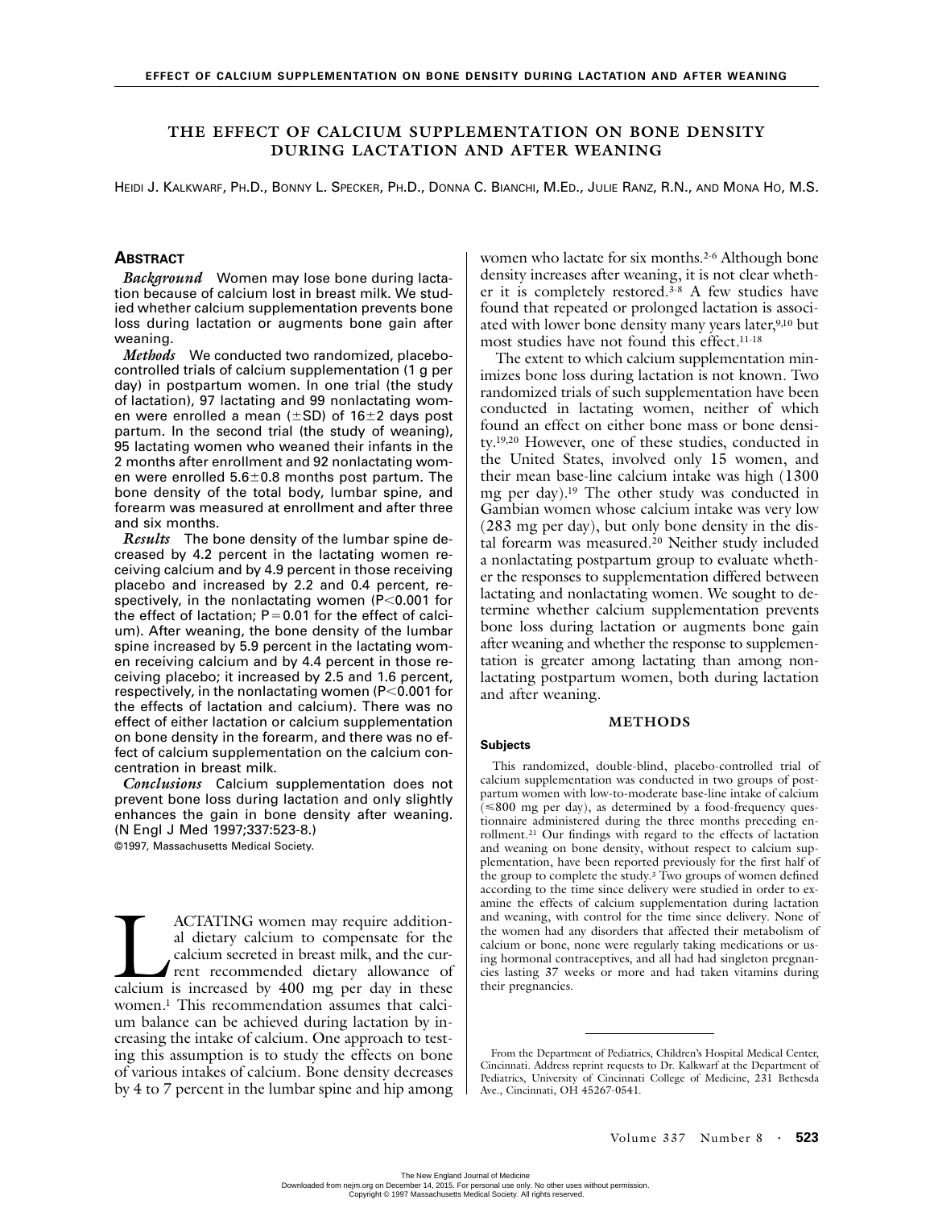# THE EFFECT OF CALCIUM SUPPLEMENTATION ON BONE DENSITY DURING LACTATION AND AFTER WEANING

HEIDI J. KALKWARF, PH.D., BONNY L. SPECKER, PH.D., DONNA C. BIANCHI, M.ED., JULIE RANZ, R.N., AND MONA HO, M.S.

## ABSTRACT

***Background*** Women may lose bone during lactation because of calcium lost in breast milk. We studied whether calcium supplementation prevents bone loss during lactation or augments bone gain after weaning.

***Methods*** We conducted two randomized, placebo-controlled trials of calcium supplementation (1 g per day) in postpartum women. In one trial (the study of lactation), 97 lactating and 99 nonlactating women were enrolled a mean (±SD) of 16±2 days post partum. In the second trial (the study of weaning), 95 lactating women who weaned their infants in the 2 months after enrollment and 92 nonlactating women were enrolled 5.6±0.8 months post partum. The bone density of the total body, lumbar spine, and forearm was measured at enrollment and after three and six months.

***Results*** The bone density of the lumbar spine decreased by 4.2 percent in the lactating women receiving calcium and by 4.9 percent in those receiving placebo and increased by 2.2 and 0.4 percent, respectively, in the nonlactating women ($P<0.001$ for the effect of lactation; $P=0.01$ for the effect of calcium). After weaning, the bone density of the lumbar spine increased by 5.9 percent in the lactating women receiving calcium and by 4.4 percent in those receiving placebo; it increased by 2.5 and 1.6 percent, respectively, in the nonlactating women ($P<0.001$ for the effects of lactation and calcium). There was no effect of either lactation or calcium supplementation on bone density in the forearm, and there was no effect of calcium supplementation on the calcium concentration in breast milk.

***Conclusions*** Calcium supplementation does not prevent bone loss during lactation and only slightly enhances the gain in bone density after weaning. (N Engl J Med 1997;337:523-8.)

©1997, Massachusetts Medical Society.

LACTATING women may require additional dietary calcium to compensate for the calcium secreted in breast milk, and the current recommended dietary allowance of calcium is increased by 400 mg per day in these women.[1] This recommendation assumes that calcium balance can be achieved during lactation by increasing the intake of calcium. One approach to testing this assumption is to study the effects on bone of various intakes of calcium. Bone density decreases by 4 to 7 percent in the lumbar spine and hip among women who lactate for six months.[2-6] Although bone density increases after weaning, it is not clear whether it is completely restored.[3-8] A few studies have found that repeated or prolonged lactation is associated with lower bone density many years later,[9,10] but most studies have not found this effect.[11-18]

The extent to which calcium supplementation minimizes bone loss during lactation is not known. Two randomized trials of such supplementation have been conducted in lactating women, neither of which found an effect on either bone mass or bone density.[19,20] However, one of these studies, conducted in the United States, involved only 15 women, and their mean base-line calcium intake was high (1300 mg per day).[19] The other study was conducted in Gambian women whose calcium intake was very low (283 mg per day), but only bone density in the distal forearm was measured.[20] Neither study included a nonlactating postpartum group to evaluate whether the responses to supplementation differed between lactating and nonlactating women. We sought to determine whether calcium supplementation prevents bone loss during lactation or augments bone gain after weaning and whether the response to supplementation is greater among lactating than among nonlactating postpartum women, both during lactation and after weaning.

## METHODS

### Subjects

This randomized, double-blind, placebo-controlled trial of calcium supplementation was conducted in two groups of postpartum women with low-to-moderate base-line intake of calcium (≤800 mg per day), as determined by a food-frequency questionnaire administered during the three months preceding enrollment.[21] Our findings with regard to the effects of lactation and weaning on bone density, without respect to calcium supplementation, have been reported previously for the first half of the group to complete the study.[3] Two groups of women defined according to the time since delivery were studied in order to examine the effects of calcium supplementation during lactation and weaning, with control for the time since delivery. None of the women had any disorders that affected their metabolism of calcium or bone, none were regularly taking medications or using hormonal contraceptives, and all had had singleton pregnancies lasting 37 weeks or more and had taken vitamins during their pregnancies.

From the Department of Pediatrics, Children's Hospital Medical Center, Cincinnati. Address reprint requests to Dr. Kalkwarf at the Department of Pediatrics, University of Cincinnati College of Medicine, 231 Bethesda Ave., Cincinnati, OH 45267-0541.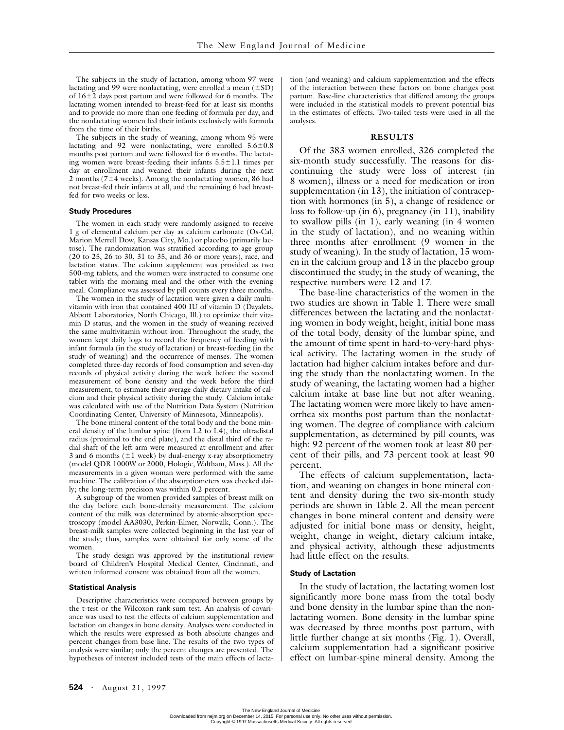The subjects in the study of lactation, among whom 97 were lactating and 99 were nonlactating, were enrolled a mean (±SD) of 16±2 days post partum and were followed for 6 months. The lactating women intended to breast-feed for at least six months and to provide no more than one feeding of formula per day, and the nonlactating women fed their infants exclusively with formula from the time of their births.

The subjects in the study of weaning, among whom 95 were lactating and 92 were nonlactating, were enrolled 5.6±0.8 months post partum and were followed for 6 months. The lactating women were breast-feeding their infants 5.5±1.1 times per day at enrollment and weaned their infants during the next 2 months (7±4 weeks). Among the nonlactating women, 86 had not breast-fed their infants at all, and the remaining 6 had breast-fed for two weeks or less.

### Study Procedures

The women in each study were randomly assigned to receive 1 g of elemental calcium per day as calcium carbonate (Os-Cal, Marion Merrell Dow, Kansas City, Mo.) or placebo (primarily lactose). The randomization was stratified according to age group (20 to 25, 26 to 30, 31 to 35, and 36 or more years), race, and lactation status. The calcium supplement was provided as two 500-mg tablets, and the women were instructed to consume one tablet with the morning meal and the other with the evening meal. Compliance was assessed by pill counts every three months.

The women in the study of lactation were given a daily multivitamin with iron that contained 400 IU of vitamin D (Dayalets, Abbott Laboratories, North Chicago, Ill.) to optimize their vitamin D status, and the women in the study of weaning received the same multivitamin without iron. Throughout the study, the women kept daily logs to record the frequency of feeding with infant formula (in the study of lactation) or breast-feeding (in the study of weaning) and the occurrence of menses. The women completed three-day records of food consumption and seven-day records of physical activity during the week before the second measurement of bone density and the week before the third measurement, to estimate their average daily dietary intake of calcium and their physical activity during the study. Calcium intake was calculated with use of the Nutrition Data System (Nutrition Coordinating Center, University of Minnesota, Minneapolis).

The bone mineral content of the total body and the bone mineral density of the lumbar spine (from L2 to L4), the ultradistal radius (proximal to the end plate), and the distal third of the radial shaft of the left arm were measured at enrollment and after 3 and 6 months (±1 week) by dual-energy x-ray absorptiometry (model QDR 1000W or 2000, Hologic, Waltham, Mass.). All the measurements in a given woman were performed with the same machine. The calibration of the absorptiometers was checked daily; the long-term precision was within 0.2 percent.

A subgroup of the women provided samples of breast milk on the day before each bone-density measurement. The calcium content of the milk was determined by atomic-absorption spectroscopy (model AA3030, Perkin-Elmer, Norwalk, Conn.). The breast-milk samples were collected beginning in the last year of the study; thus, samples were obtained for only some of the women.

The study design was approved by the institutional review board of Children's Hospital Medical Center, Cincinnati, and written informed consent was obtained from all the women.

### Statistical Analysis

Descriptive characteristics were compared between groups by the t-test or the Wilcoxon rank-sum test. An analysis of covariance was used to test the effects of calcium supplementation and lactation on changes in bone density. Analyses were conducted in which the results were expressed as both absolute changes and percent changes from base line. The results of the two types of analysis were similar; only the percent changes are presented. The hypotheses of interest included tests of the main effects of lactation (and weaning) and calcium supplementation and the effects of the interaction between these factors on bone changes post partum. Base-line characteristics that differed among the groups were included in the statistical models to prevent potential bias in the estimates of effects. Two-tailed tests were used in all the analyses.

## RESULTS

Of the 383 women enrolled, 326 completed the six-month study successfully. The reasons for discontinuing the study were loss of interest (in 8 women), illness or a need for medication or iron supplementation (in 13), the initiation of contraception with hormones (in 5), a change of residence or loss to follow-up (in 6), pregnancy (in 11), inability to swallow pills (in 1), early weaning (in 4 women in the study of lactation), and no weaning within three months after enrollment (9 women in the study of weaning). In the study of lactation, 15 women in the calcium group and 13 in the placebo group discontinued the study; in the study of weaning, the respective numbers were 12 and 17.

The base-line characteristics of the women in the two studies are shown in Table 1. There were small differences between the lactating and the nonlactating women in body weight, height, initial bone mass of the total body, density of the lumbar spine, and the amount of time spent in hard-to-very-hard physical activity. The lactating women in the study of lactation had higher calcium intakes before and during the study than the nonlactating women. In the study of weaning, the lactating women had a higher calcium intake at base line but not after weaning. The lactating women were more likely to have amenorrhea six months post partum than the nonlactating women. The degree of compliance with calcium supplementation, as determined by pill counts, was high: 92 percent of the women took at least 80 percent of their pills, and 73 percent took at least 90 percent.

The effects of calcium supplementation, lactation, and weaning on changes in bone mineral content and density during the two six-month study periods are shown in Table 2. All the mean percent changes in bone mineral content and density were adjusted for initial bone mass or density, height, weight, change in weight, dietary calcium intake, and physical activity, although these adjustments had little effect on the results.

### Study of Lactation

In the study of lactation, the lactating women lost significantly more bone mass from the total body and bone density in the lumbar spine than the nonlactating women. Bone density in the lumbar spine was decreased by three months post partum, with little further change at six months (Fig. 1). Overall, calcium supplementation had a significant positive effect on lumbar-spine mineral density. Among the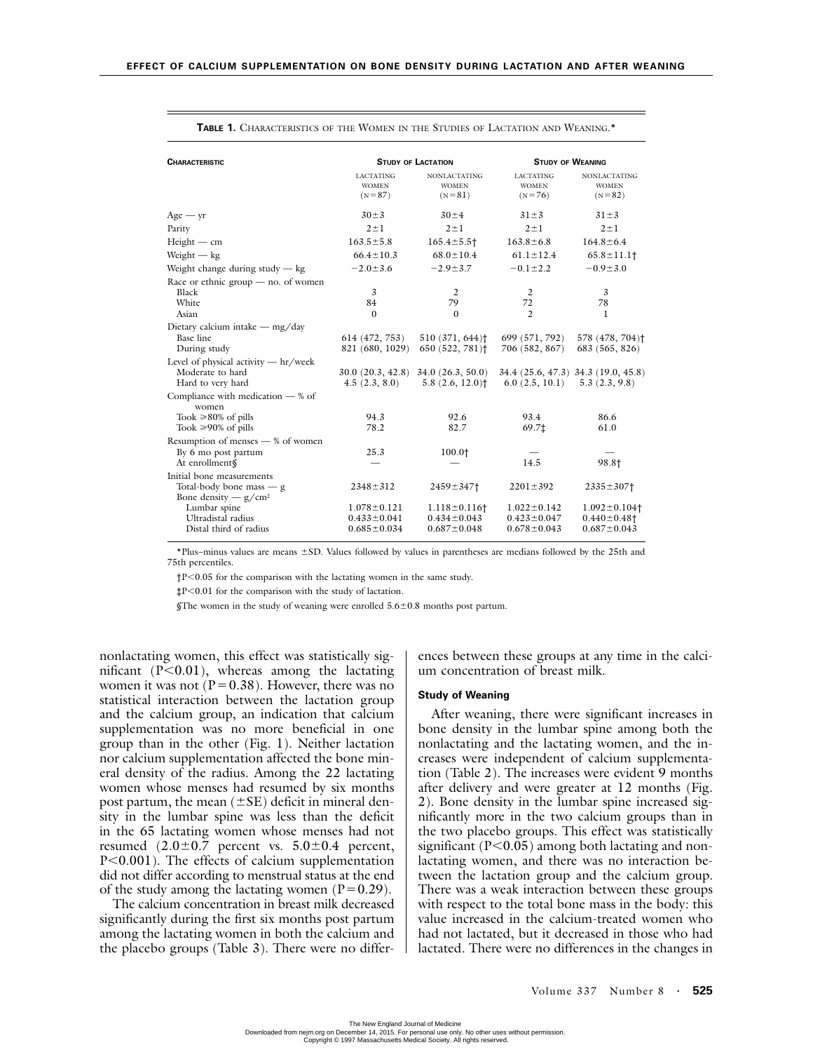**Table 1.** Characteristics of the Women in the Studies of Lactation and Weaning.*

| Characteristic | Study of Lactation | | Study of Weaning | |
|---|---|---|---|---|
| | Lactating Women (N=87) | Nonlactating Women (N=81) | Lactating Women (N=76) | Nonlactating Women (N=82) |
| Age — yr | 30±3 | 30±4 | 31±3 | 31±3 |
| Parity | 2±1 | 2±1 | 2±1 | 2±1 |
| Height — cm | 163.5±5.8 | 165.4±5.5† | 163.8±6.8 | 164.8±6.4 |
| Weight — kg | 66.4±10.3 | 68.0±10.4 | 61.1±12.4 | 65.8±11.1† |
| Weight change during study — kg | −2.0±3.6 | −2.9±3.7 | −0.1±2.2 | −0.9±3.0 |
| Race or ethnic group — no. of women | | | | |
| Black | 3 | 2 | 2 | 3 |
| White | 84 | 79 | 72 | 78 |
| Asian | 0 | 0 | 2 | 1 |
| Dietary calcium intake — mg/day | | | | |
| Base line | 614 (472, 753) | 510 (371, 644)† | 699 (571, 792) | 578 (478, 704)† |
| During study | 821 (680, 1029) | 650 (522, 781)† | 706 (582, 867) | 683 (565, 826) |
| Level of physical activity — hr/week | | | | |
| Moderate to hard | 30.0 (20.3, 42.8) | 34.0 (26.3, 50.0) | 34.4 (25.6, 47.3) | 34.3 (19.0, 45.8) |
| Hard to very hard | 4.5 (2.3, 8.0) | 5.8 (2.6, 12.0)† | 6.0 (2.5, 10.1) | 5.3 (2.3, 9.8) |
| Compliance with medication — % of women | | | | |
| Took ≥80% of pills | 94.3 | 92.6 | 93.4 | 86.6 |
| Took ≥90% of pills | 78.2 | 82.7 | 69.7‡ | 61.0 |
| Resumption of menses — % of women | | | | |
| By 6 mo post partum | 25.3 | 100.0† | — | — |
| At enrollment§ | — | — | 14.5 | 98.8† |
| Initial bone measurements | | | | |
| Total-body bone mass — g | 2348±312 | 2459±347† | 2201±392 | 2335±307† |
| Bone density — g/cm² | | | | |
| Lumbar spine | 1.078±0.121 | 1.118±0.116† | 1.022±0.142 | 1.092±0.104† |
| Ultradistal radius | 0.433±0.041 | 0.434±0.043 | 0.423±0.047 | 0.440±0.48† |
| Distal third of radius | 0.685±0.034 | 0.687±0.048 | 0.678±0.043 | 0.687±0.043 |

*Plus–minus values are means ±SD. Values followed by values in parentheses are medians followed by the 25th and 75th percentiles.

†P<0.05 for the comparison with the lactating women in the same study.

‡P<0.01 for the comparison with the study of lactation.

§The women in the study of weaning were enrolled 5.6±0.8 months post partum.

nonlactating women, this effect was statistically significant (P<0.01), whereas among the lactating women it was not (P=0.38). However, there was no statistical interaction between the lactation group and the calcium group, an indication that calcium supplementation was no more beneficial in one group than in the other (Fig. 1). Neither lactation nor calcium supplementation affected the bone mineral density of the radius. Among the 22 lactating women whose menses had resumed by six months post partum, the mean (±SE) deficit in mineral density in the lumbar spine was less than the deficit in the 65 lactating women whose menses had not resumed (2.0±0.7 percent vs. 5.0±0.4 percent, P<0.001). The effects of calcium supplementation did not differ according to menstrual status at the end of the study among the lactating women (P=0.29).

The calcium concentration in breast milk decreased significantly during the first six months post partum among the lactating women in both the calcium and the placebo groups (Table 3). There were no differences between these groups at any time in the calcium concentration of breast milk.

### Study of Weaning

After weaning, there were significant increases in bone density in the lumbar spine among both the nonlactating and the lactating women, and the increases were independent of calcium supplementation (Table 2). The increases were evident 9 months after delivery and were greater at 12 months (Fig. 2). Bone density in the lumbar spine increased significantly more in the two calcium groups than in the two placebo groups. This effect was statistically significant (P<0.05) among both lactating and nonlactating women, and there was no interaction between the lactation group and the calcium group. There was a weak interaction between these groups with respect to the total bone mass in the body: this value increased in the calcium-treated women who had not lactated, but it decreased in those who had lactated. There were no differences in the changes in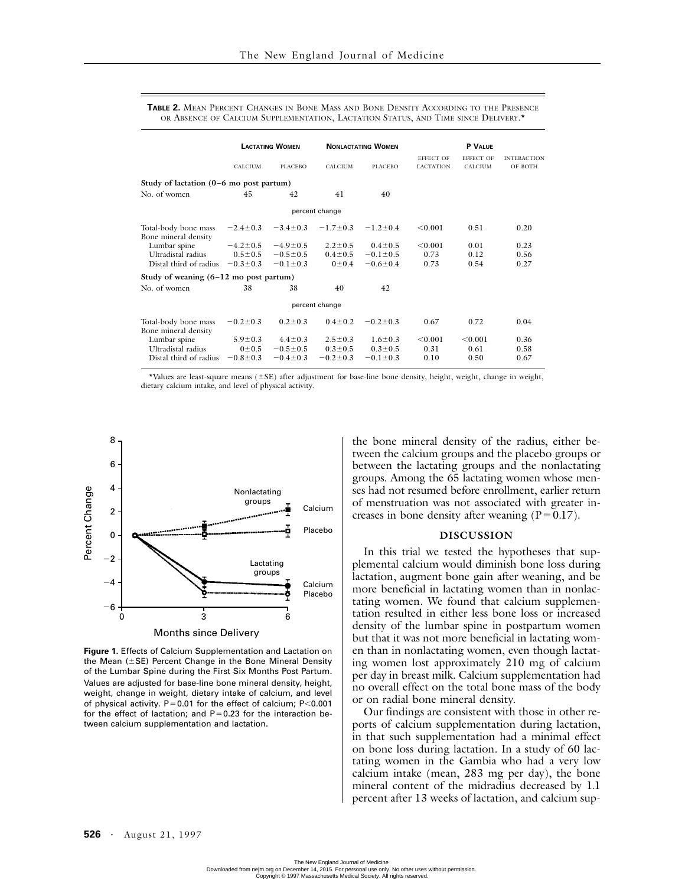**TABLE 2.** MEAN PERCENT CHANGES IN BONE MASS AND BONE DENSITY ACCORDING TO THE PRESENCE OR ABSENCE OF CALCIUM SUPPLEMENTATION, LACTATION STATUS, AND TIME SINCE DELIVERY.*

| | LACTATING WOMEN | | NONLACTATING WOMEN | | P VALUE | | |
|---|---|---|---|---|---|---|---|
| | CALCIUM | PLACEBO | CALCIUM | PLACEBO | EFFECT OF LACTATION | EFFECT OF CALCIUM | INTERACTION OF BOTH |
| **Study of lactation (0–6 mo post partum)** | | | | | | | |
| No. of women | 45 | 42 | 41 | 40 | | | |
| | | | percent change | | | | |
| Total-body bone mass | −2.4±0.3 | −3.4±0.3 | −1.7±0.3 | −1.2±0.4 | <0.001 | 0.51 | 0.20 |
| Bone mineral density | | | | | | | |
| Lumbar spine | −4.2±0.5 | −4.9±0.5 | 2.2±0.5 | 0.4±0.5 | <0.001 | 0.01 | 0.23 |
| Ultradistal radius | 0.5±0.5 | −0.5±0.5 | 0.4±0.5 | −0.1±0.5 | 0.73 | 0.12 | 0.56 |
| Distal third of radius | −0.3±0.3 | −0.1±0.3 | 0±0.4 | −0.6±0.4 | 0.73 | 0.54 | 0.27 |
| **Study of weaning (6–12 mo post partum)** | | | | | | | |
| No. of women | 38 | 38 | 40 | 42 | | | |
| | | | percent change | | | | |
| Total-body bone mass | −0.2±0.3 | 0.2±0.3 | 0.4±0.2 | −0.2±0.3 | 0.67 | 0.72 | 0.04 |
| Bone mineral density | | | | | | | |
| Lumbar spine | 5.9±0.3 | 4.4±0.3 | 2.5±0.3 | 1.6±0.3 | <0.001 | <0.001 | 0.36 |
| Ultradistal radius | 0±0.5 | −0.5±0.5 | 0.3±0.5 | 0.3±0.5 | 0.31 | 0.61 | 0.58 |
| Distal third of radius | −0.8±0.3 | −0.4±0.3 | −0.2±0.3 | −0.1±0.3 | 0.10 | 0.50 | 0.67 |

*Values are least-square means (±SE) after adjustment for base-line bone density, height, weight, change in weight, dietary calcium intake, and level of physical activity.

**Figure 1.** Effects of Calcium Supplementation and Lactation on the Mean (±SE) Percent Change in the Bone Mineral Density of the Lumbar Spine during the First Six Months Post Partum. Values are adjusted for base-line bone mineral density, height, weight, change in weight, dietary intake of calcium, and level of physical activity. P=0.01 for the effect of calcium; P<0.001 for the effect of lactation; and P=0.23 for the interaction between calcium supplementation and lactation.

the bone mineral density of the radius, either between the calcium groups and the placebo groups or between the lactating groups and the nonlactating groups. Among the 65 lactating women whose menses had not resumed before enrollment, earlier return of menstruation was not associated with greater increases in bone density after weaning (P=0.17).

## DISCUSSION

In this trial we tested the hypotheses that supplemental calcium would diminish bone loss during lactation, augment bone gain after weaning, and be more beneficial in lactating women than in nonlactating women. We found that calcium supplementation resulted in either less bone loss or increased density of the lumbar spine in postpartum women but that it was not more beneficial in lactating women than in nonlactating women, even though lactating women lost approximately 210 mg of calcium per day in breast milk. Calcium supplementation had no overall effect on the total bone mass of the body or on radial bone mineral density.

Our findings are consistent with those in other reports of calcium supplementation during lactation, in that such supplementation had a minimal effect on bone loss during lactation. In a study of 60 lactating women in the Gambia who had a very low calcium intake (mean, 283 mg per day), the bone mineral content of the midradius decreased by 1.1 percent after 13 weeks of lactation, and calcium sup-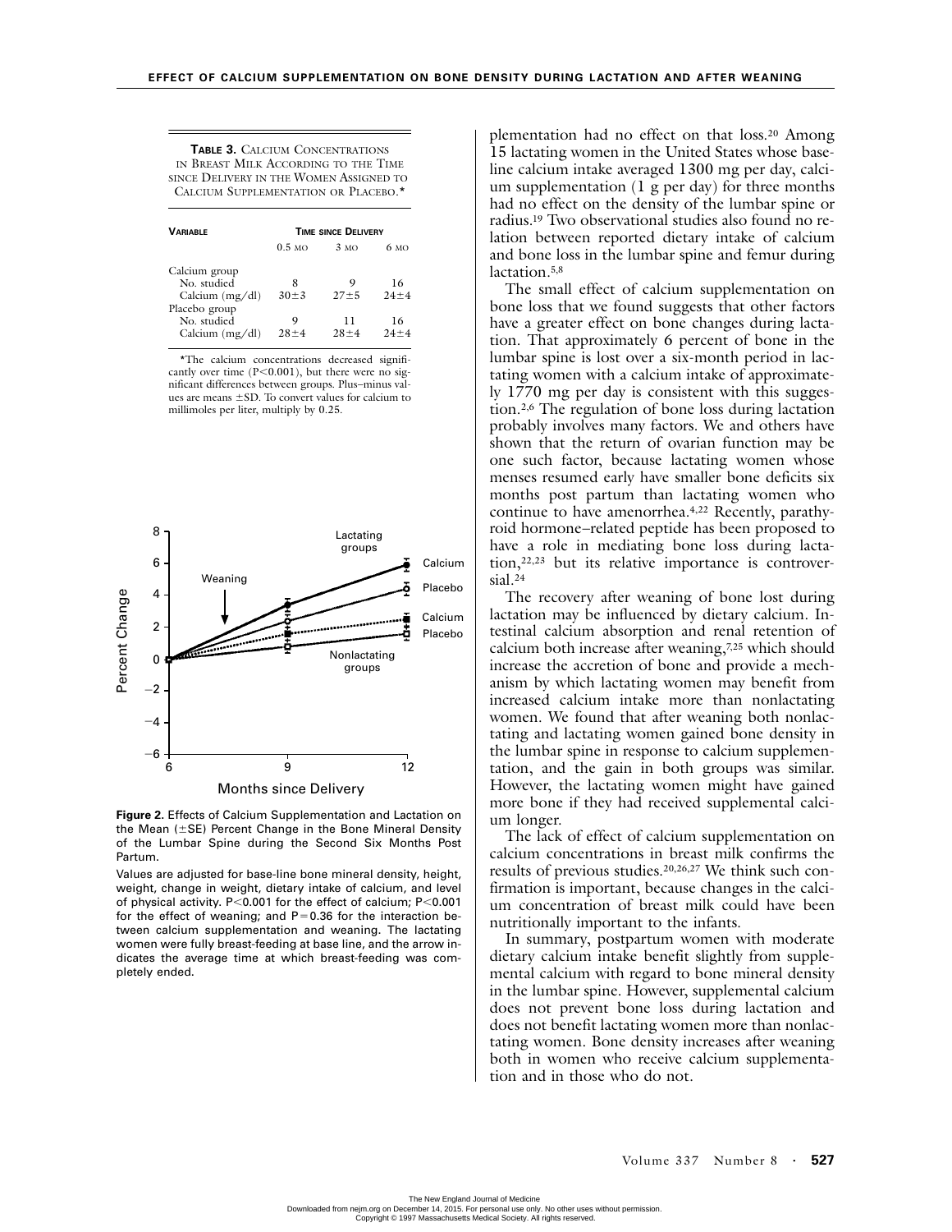**TABLE 3.** CALCIUM CONCENTRATIONS IN BREAST MILK ACCORDING TO THE TIME SINCE DELIVERY IN THE WOMEN ASSIGNED TO CALCIUM SUPPLEMENTATION OR PLACEBO.*

| VARIABLE | TIME SINCE DELIVERY | | |
|---|---|---|---|
| | 0.5 MO | 3 MO | 6 MO |
| Calcium group | | | |
| No. studied | 8 | 9 | 16 |
| Calcium (mg/dl) | 30±3 | 27±5 | 24±4 |
| Placebo group | | | |
| No. studied | 9 | 11 | 16 |
| Calcium (mg/dl) | 28±4 | 28±4 | 24±4 |

*The calcium concentrations decreased significantly over time ($P<0.001$), but there were no significant differences between groups. Plus–minus values are means ±SD. To convert values for calcium to millimoles per liter, multiply by 0.25.

**Figure 2.** Effects of Calcium Supplementation and Lactation on the Mean (±SE) Percent Change in the Bone Mineral Density of the Lumbar Spine during the Second Six Months Post Partum.

Values are adjusted for base-line bone mineral density, height, weight, change in weight, dietary intake of calcium, and level of physical activity. $P<0.001$ for the effect of calcium; $P<0.001$ for the effect of weaning; and $P=0.36$ for the interaction between calcium supplementation and weaning. The lactating women were fully breast-feeding at base line, and the arrow indicates the average time at which breast-feeding was completely ended.

plementation had no effect on that loss.[20] Among 15 lactating women in the United States whose baseline calcium intake averaged 1300 mg per day, calcium supplementation (1 g per day) for three months had no effect on the density of the lumbar spine or radius.[19] Two observational studies also found no relation between reported dietary intake of calcium and bone loss in the lumbar spine and femur during lactation.[5,8]

The small effect of calcium supplementation on bone loss that we found suggests that other factors have a greater effect on bone changes during lactation. That approximately 6 percent of bone in the lumbar spine is lost over a six-month period in lactating women with a calcium intake of approximately 1770 mg per day is consistent with this suggestion.[2,6] The regulation of bone loss during lactation probably involves many factors. We and others have shown that the return of ovarian function may be one such factor, because lactating women whose menses resumed early have smaller bone deficits six months post partum than lactating women who continue to have amenorrhea.[4,22] Recently, parathyroid hormone–related peptide has been proposed to have a role in mediating bone loss during lactation,[22,23] but its relative importance is controversial.[24]

The recovery after weaning of bone lost during lactation may be influenced by dietary calcium. Intestinal calcium absorption and renal retention of calcium both increase after weaning,[7,25] which should increase the accretion of bone and provide a mechanism by which lactating women may benefit from increased calcium intake more than nonlactating women. We found that after weaning both nonlactating and lactating women gained bone density in the lumbar spine in response to calcium supplementation, and the gain in both groups was similar. However, the lactating women might have gained more bone if they had received supplemental calcium longer.

The lack of effect of calcium supplementation on calcium concentrations in breast milk confirms the results of previous studies.[20,26,27] We think such confirmation is important, because changes in the calcium concentration of breast milk could have been nutritionally important to the infants.

In summary, postpartum women with moderate dietary calcium intake benefit slightly from supplemental calcium with regard to bone mineral density in the lumbar spine. However, supplemental calcium does not prevent bone loss during lactation and does not benefit lactating women more than nonlactating women. Bone density increases after weaning both in women who receive calcium supplementation and in those who do not.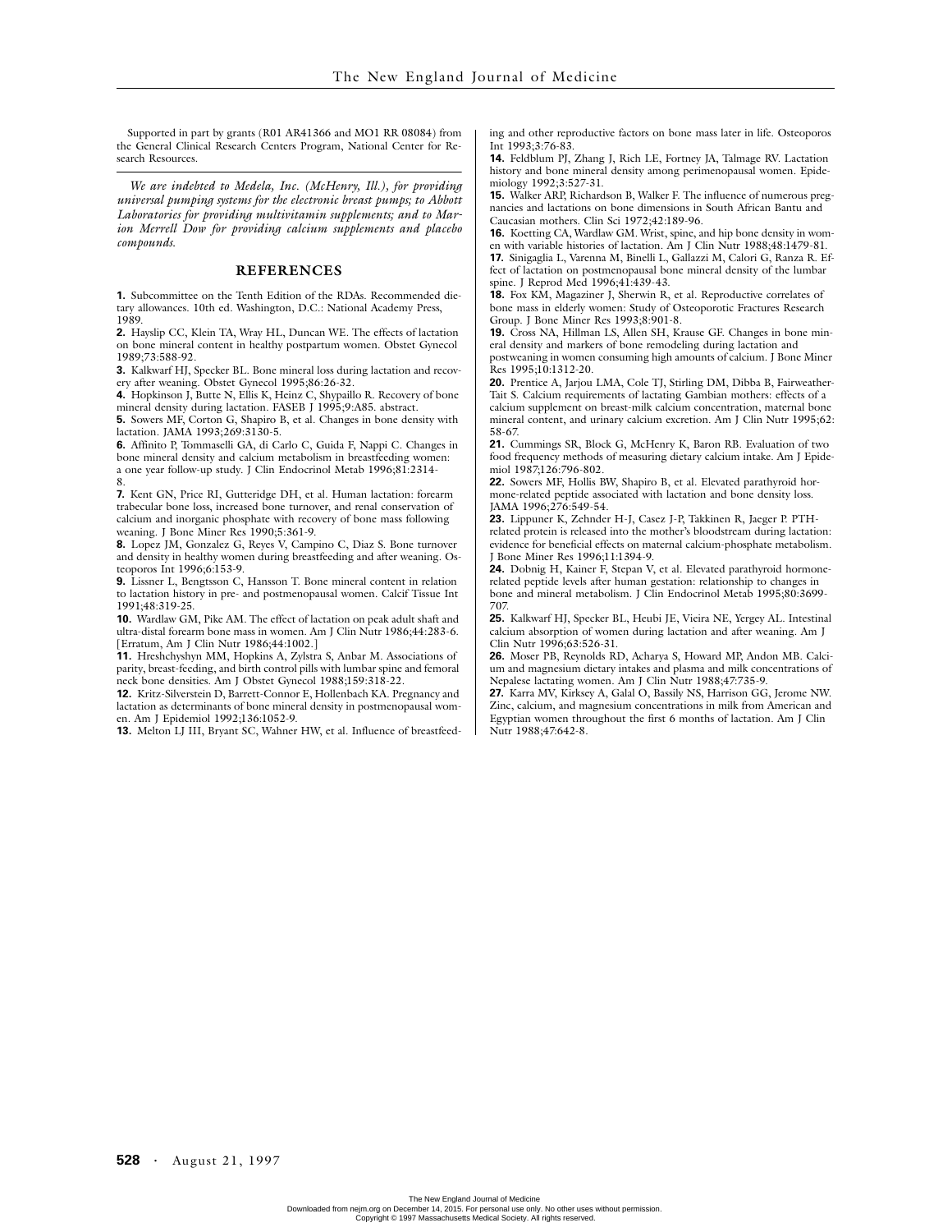Supported in part by grants (R01 AR41366 and MO1 RR 08084) from the General Clinical Research Centers Program, National Center for Research Resources.

*We are indebted to Medela, Inc. (McHenry, Ill.), for providing universal pumping systems for the electronic breast pumps; to Abbott Laboratories for providing multivitamin supplements; and to Marion Merrell Dow for providing calcium supplements and placebo compounds.*

## REFERENCES

**1.** Subcommittee on the Tenth Edition of the RDAs. Recommended dietary allowances. 10th ed. Washington, D.C.: National Academy Press, 1989.

**2.** Hayslip CC, Klein TA, Wray HL, Duncan WE. The effects of lactation on bone mineral content in healthy postpartum women. Obstet Gynecol 1989;73:588-92.

**3.** Kalkwarf HJ, Specker BL. Bone mineral loss during lactation and recovery after weaning. Obstet Gynecol 1995;86:26-32.

**4.** Hopkinson J, Butte N, Ellis K, Heinz C, Shypaillo R. Recovery of bone mineral density during lactation. FASEB J 1995;9:A85. abstract.

**5.** Sowers MF, Corton G, Shapiro B, et al. Changes in bone density with lactation. JAMA 1993;269:3130-5.

**6.** Affinito P, Tommaselli GA, di Carlo C, Guida F, Nappi C. Changes in bone mineral density and calcium metabolism in breastfeeding women: a one year follow-up study. J Clin Endocrinol Metab 1996;81:2314-8.

**7.** Kent GN, Price RI, Gutteridge DH, et al. Human lactation: forearm trabecular bone loss, increased bone turnover, and renal conservation of calcium and inorganic phosphate with recovery of bone mass following weaning. J Bone Miner Res 1990;5:361-9.

**8.** Lopez JM, Gonzalez G, Reyes V, Campino C, Diaz S. Bone turnover and density in healthy women during breastfeeding and after weaning. Osteoporos Int 1996;6:153-9.

**9.** Lissner L, Bengtsson C, Hansson T. Bone mineral content in relation to lactation history in pre- and postmenopausal women. Calcif Tissue Int 1991;48:319-25.

**10.** Wardlaw GM, Pike AM. The effect of lactation on peak adult shaft and ultra-distal forearm bone mass in women. Am J Clin Nutr 1986;44:283-6. [Erratum, Am J Clin Nutr 1986;44:1002.]

**11.** Hreshchyshyn MM, Hopkins A, Zylstra S, Anbar M. Associations of parity, breast-feeding, and birth control pills with lumbar spine and femoral neck bone densities. Am J Obstet Gynecol 1988;159:318-22.

**12.** Kritz-Silverstein D, Barrett-Connor E, Hollenbach KA. Pregnancy and lactation as determinants of bone mineral density in postmenopausal women. Am J Epidemiol 1992;136:1052-9.

**13.** Melton LJ III, Bryant SC, Wahner HW, et al. Influence of breastfeeding and other reproductive factors on bone mass later in life. Osteoporos Int 1993;3:76-83.

**14.** Feldblum PJ, Zhang J, Rich LE, Fortney JA, Talmage RV. Lactation history and bone mineral density among perimenopausal women. Epidemiology 1992;3:527-31.

**15.** Walker ARP, Richardson B, Walker F. The influence of numerous pregnancies and lactations on bone dimensions in South African Bantu and Caucasian mothers. Clin Sci 1972;42:189-96.

**16.** Koetting CA, Wardlaw GM. Wrist, spine, and hip bone density in women with variable histories of lactation. Am J Clin Nutr 1988;48:1479-81.

**17.** Sinigaglia L, Varenna M, Binelli L, Gallazzi M, Calori G, Ranza R. Effect of lactation on postmenopausal bone mineral density of the lumbar spine. J Reprod Med 1996;41:439-43.

**18.** Fox KM, Magaziner J, Sherwin R, et al. Reproductive correlates of bone mass in elderly women: Study of Osteoporotic Fractures Research Group. J Bone Miner Res 1993;8:901-8.

**19.** Cross NA, Hillman LS, Allen SH, Krause GF. Changes in bone mineral density and markers of bone remodeling during lactation and postweaning in women consuming high amounts of calcium. J Bone Miner Res 1995;10:1312-20.

**20.** Prentice A, Jarjou LMA, Cole TJ, Stirling DM, Dibba B, Fairweather-Tait S. Calcium requirements of lactating Gambian mothers: effects of a calcium supplement on breast-milk calcium concentration, maternal bone mineral content, and urinary calcium excretion. Am J Clin Nutr 1995;62:58-67.

**21.** Cummings SR, Block G, McHenry K, Baron RB. Evaluation of two food frequency methods of measuring dietary calcium intake. Am J Epidemiol 1987;126:796-802.

**22.** Sowers MF, Hollis BW, Shapiro B, et al. Elevated parathyroid hormone-related peptide associated with lactation and bone density loss. JAMA 1996;276:549-54.

**23.** Lippuner K, Zehnder H-J, Casez J-P, Takkinen R, Jaeger P. PTH-related protein is released into the mother's bloodstream during lactation: evidence for beneficial effects on maternal calcium-phosphate metabolism. J Bone Miner Res 1996;11:1394-9.

**24.** Dobnig H, Kainer F, Stepan V, et al. Elevated parathyroid hormone-related peptide levels after human gestation: relationship to changes in bone and mineral metabolism. J Clin Endocrinol Metab 1995;80:3699-707.

**25.** Kalkwarf HJ, Specker BL, Heubi JE, Vieira NE, Yergey AL. Intestinal calcium absorption of women during lactation and after weaning. Am J Clin Nutr 1996;63:526-31.

**26.** Moser PB, Reynolds RD, Acharya S, Howard MP, Andon MB. Calcium and magnesium dietary intakes and plasma and milk concentrations of Nepalese lactating women. Am J Clin Nutr 1988;47:735-9.

**27.** Karra MV, Kirksey A, Galal O, Bassily NS, Harrison GG, Jerome NW. Zinc, calcium, and magnesium concentrations in milk from American and Egyptian women throughout the first 6 months of lactation. Am J Clin Nutr 1988;47:642-8.